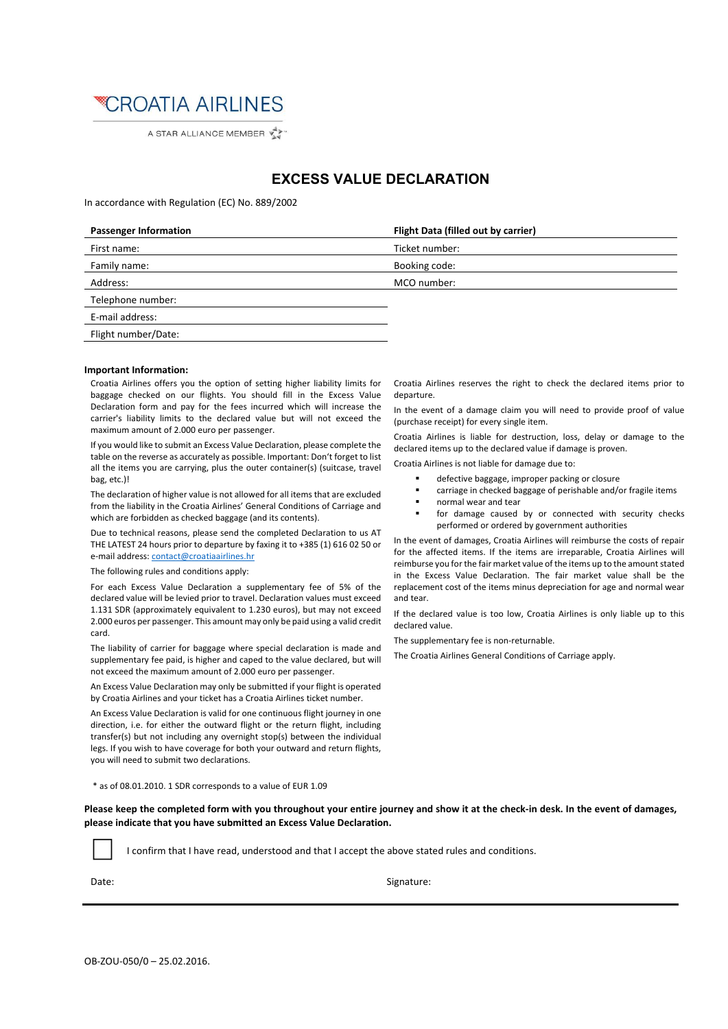CROATIA AIRLINES

A STAR ALLIANCE MEMBER

# EXCESS VALUE DECLARATION

In accordance with Regulation (EC) No. 889/2002

| Passenger Information | Flight Data (filled out by carrier) |
|---|---|
| First name: | Ticket number: |
| Family name: | Booking code: |
| Address: | MCO number: |
| Telephone number: | |
| E-mail address: | |
| Flight number/Date: | |

**Important Information:**

Croatia Airlines offers you the option of setting higher liability limits for baggage checked on our flights. You should fill in the Excess Value Declaration form and pay for the fees incurred which will increase the carrier's liability limits to the declared value but will not exceed the maximum amount of 2.000 euro per passenger.

If you would like to submit an Excess Value Declaration, please complete the table on the reverse as accurately as possible. Important: Don't forget to list all the items you are carrying, plus the outer container(s) (suitcase, travel bag, etc.)!

The declaration of higher value is not allowed for all items that are excluded from the liability in the Croatia Airlines' General Conditions of Carriage and which are forbidden as checked baggage (and its contents).

Due to technical reasons, please send the completed Declaration to us AT THE LATEST 24 hours prior to departure by faxing it to +385 (1) 616 02 50 or e-mail address: contact@croatiaairlines.hr

The following rules and conditions apply:

For each Excess Value Declaration a supplementary fee of 5% of the declared value will be levied prior to travel. Declaration values must exceed 1.131 SDR (approximately equivalent to 1.230 euros), but may not exceed 2.000 euros per passenger. This amount may only be paid using a valid credit card.

The liability of carrier for baggage where special declaration is made and supplementary fee paid, is higher and caped to the value declared, but will not exceed the maximum amount of 2.000 euro per passenger.

An Excess Value Declaration may only be submitted if your flight is operated by Croatia Airlines and your ticket has a Croatia Airlines ticket number.

An Excess Value Declaration is valid for one continuous flight journey in one direction, i.e. for either the outward flight or the return flight, including transfer(s) but not including any overnight stop(s) between the individual legs. If you wish to have coverage for both your outward and return flights, you will need to submit two declarations.

Croatia Airlines reserves the right to check the declared items prior to departure.

In the event of a damage claim you will need to provide proof of value (purchase receipt) for every single item.

Croatia Airlines is liable for destruction, loss, delay or damage to the declared items up to the declared value if damage is proven.

Croatia Airlines is not liable for damage due to:

- defective baggage, improper packing or closure
- carriage in checked baggage of perishable and/or fragile items
- normal wear and tear
- for damage caused by or connected with security checks performed or ordered by government authorities

In the event of damages, Croatia Airlines will reimburse the costs of repair for the affected items. If the items are irreparable, Croatia Airlines will reimburse you for the fair market value of the items up to the amount stated in the Excess Value Declaration. The fair market value shall be the replacement cost of the items minus depreciation for age and normal wear and tear.

If the declared value is too low, Croatia Airlines is only liable up to this declared value.

The supplementary fee is non-returnable.

The Croatia Airlines General Conditions of Carriage apply.

* as of 08.01.2010. 1 SDR corresponds to a value of EUR 1.09

**Please keep the completed form with you throughout your entire journey and show it at the check-in desk. In the event of damages, please indicate that you have submitted an Excess Value Declaration.**

☐ I confirm that I have read, understood and that I accept the above stated rules and conditions.

Date: Signature:

OB-ZOU-050/0 – 25.02.2016.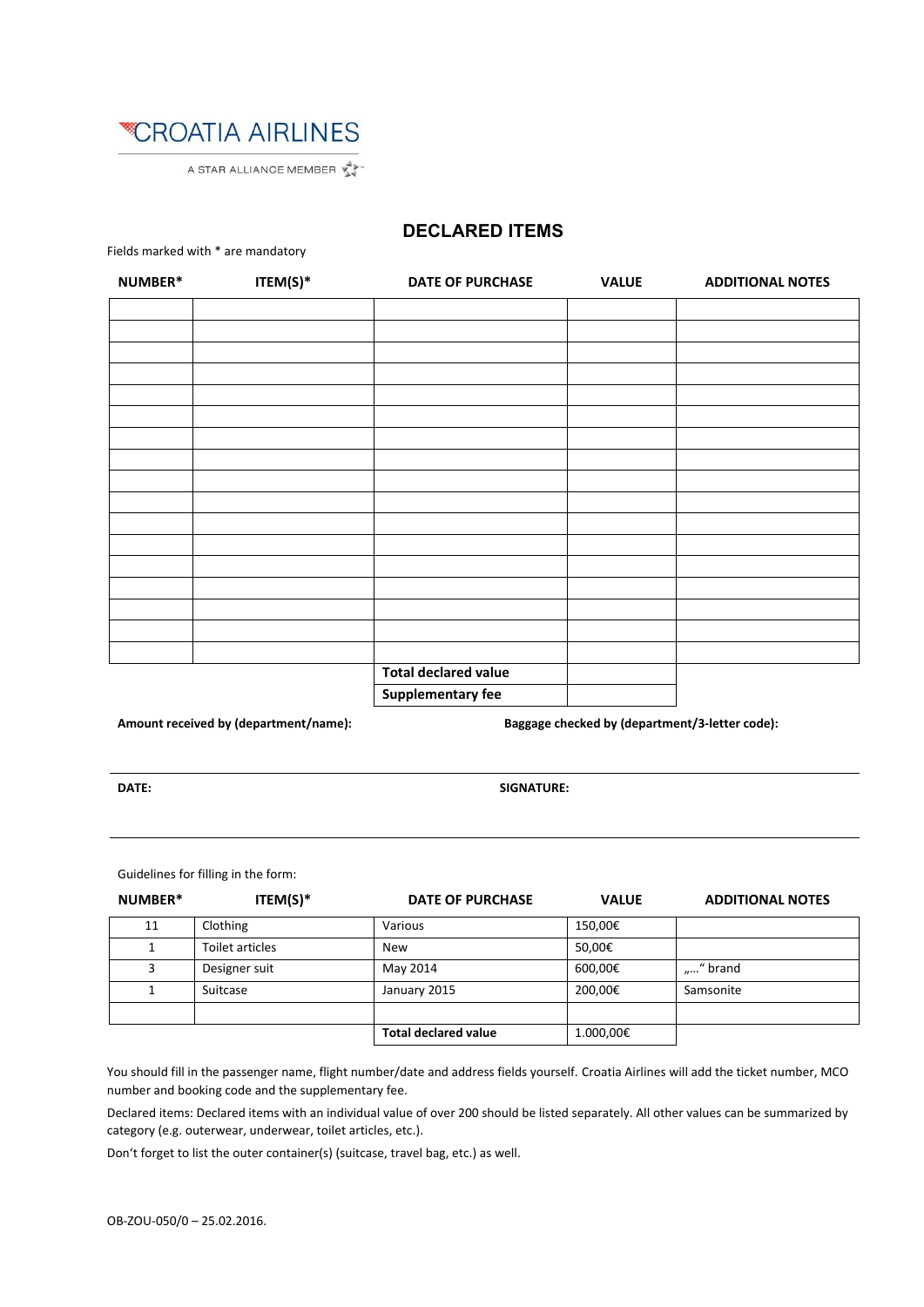CROATIA AIRLINES

A STAR ALLIANCE MEMBER

## DECLARED ITEMS

Fields marked with * are mandatory

| NUMBER* | ITEM(S)* | DATE OF PURCHASE | VALUE | ADDITIONAL NOTES |
|---|---|---|---|---|
| | | | | |
| | | | | |
| | | | | |
| | | | | |
| | | | | |
| | | | | |
| | | | | |
| | | | | |
| | | | | |
| | | | | |
| | | | | |
| | | | | |
| | | | | |
| | | | | |
| | | | | |
| | | | | |
| | | | | |
| | | **Total declared value** | | |
| | | **Supplementary fee** | | |

**Amount received by (department/name):**

**Baggage checked by (department/3-letter code):**

**DATE:**

**SIGNATURE:**

Guidelines for filling in the form:

| NUMBER* | ITEM(S)* | DATE OF PURCHASE | VALUE | ADDITIONAL NOTES |
|---|---|---|---|---|
| 11 | Clothing | Various | 150,00€ | |
| 1 | Toilet articles | New | 50,00€ | |
| 3 | Designer suit | May 2014 | 600,00€ | „…" brand |
| 1 | Suitcase | January 2015 | 200,00€ | Samsonite |
| | | | | |
| | | **Total declared value** | 1.000,00€ | |

You should fill in the passenger name, flight number/date and address fields yourself. Croatia Airlines will add the ticket number, MCO number and booking code and the supplementary fee.

Declared items: Declared items with an individual value of over 200 should be listed separately. All other values can be summarized by category (e.g. outerwear, underwear, toilet articles, etc.).

Don't forget to list the outer container(s) (suitcase, travel bag, etc.) as well.

OB-ZOU-050/0 – 25.02.2016.